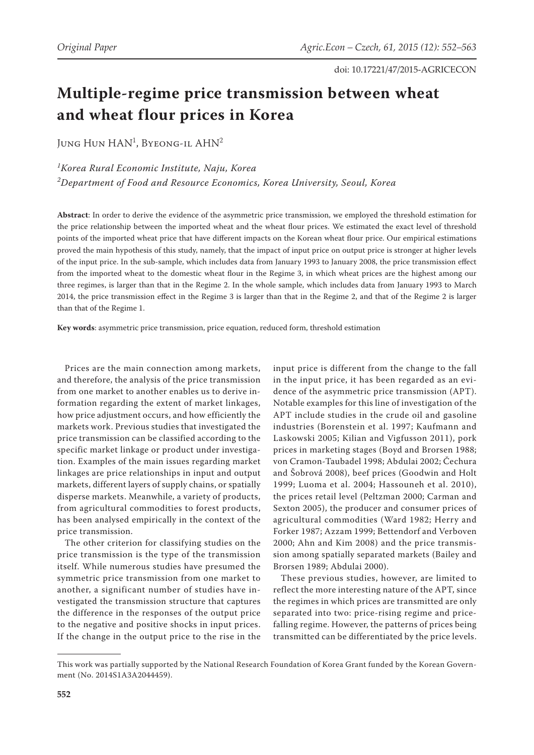# Multiple-regime price transmission between wheat and wheat flour prices in Korea

Jung Hun HAN[1], Byeong-il AHN[2]

*[1]Korea Rural Economic Institute, Naju, Korea*
*[2]Department of Food and Resource Economics, Korea University, Seoul, Korea*

**Abstract**: In order to derive the evidence of the asymmetric price transmission, we employed the threshold estimation for the price relationship between the imported wheat and the wheat flour prices. We estimated the exact level of threshold points of the imported wheat price that have different impacts on the Korean wheat flour price. Our empirical estimations proved the main hypothesis of this study, namely, that the impact of input price on output price is stronger at higher levels of the input price. In the sub-sample, which includes data from January 1993 to January 2008, the price transmission effect from the imported wheat to the domestic wheat flour in the Regime 3, in which wheat prices are the highest among our three regimes, is larger than that in the Regime 2. In the whole sample, which includes data from January 1993 to March 2014, the price transmission effect in the Regime 3 is larger than that in the Regime 2, and that of the Regime 2 is larger than that of the Regime 1.

**Key words**: asymmetric price transmission, price equation, reduced form, threshold estimation

Prices are the main connection among markets, and therefore, the analysis of the price transmission from one market to another enables us to derive information regarding the extent of market linkages, how price adjustment occurs, and how efficiently the markets work. Previous studies that investigated the price transmission can be classified according to the specific market linkage or product under investigation. Examples of the main issues regarding market linkages are price relationships in input and output markets, different layers of supply chains, or spatially disperse markets. Meanwhile, a variety of products, from agricultural commodities to forest products, has been analysed empirically in the context of the price transmission.

The other criterion for classifying studies on the price transmission is the type of the transmission itself. While numerous studies have presumed the symmetric price transmission from one market to another, a significant number of studies have investigated the transmission structure that captures the difference in the responses of the output price to the negative and positive shocks in input prices. If the change in the output price to the rise in the input price is different from the change to the fall in the input price, it has been regarded as an evidence of the asymmetric price transmission (APT). Notable examples for this line of investigation of the APT include studies in the crude oil and gasoline industries (Borenstein et al. 1997; Kaufmann and Laskowski 2005; Kilian and Vigfusson 2011), pork prices in marketing stages (Boyd and Brorsen 1988; von Cramon-Taubadel 1998; Abdulai 2002; Čechura and Šobrová 2008), beef prices (Goodwin and Holt 1999; Luoma et al. 2004; Hassouneh et al. 2010), the prices retail level (Peltzman 2000; Carman and Sexton 2005), the producer and consumer prices of agricultural commodities (Ward 1982; Herry and Forker 1987; Azzam 1999; Bettendorf and Verboven 2000; Ahn and Kim 2008) and the price transmission among spatially separated markets (Bailey and Brorsen 1989; Abdulai 2000).

These previous studies, however, are limited to reflect the more interesting nature of the APT, since the regimes in which prices are transmitted are only separated into two: price-rising regime and price-falling regime. However, the patterns of prices being transmitted can be differentiated by the price levels.

---

This work was partially supported by the National Research Foundation of Korea Grant funded by the Korean Government (No. 2014S1A3A2044459).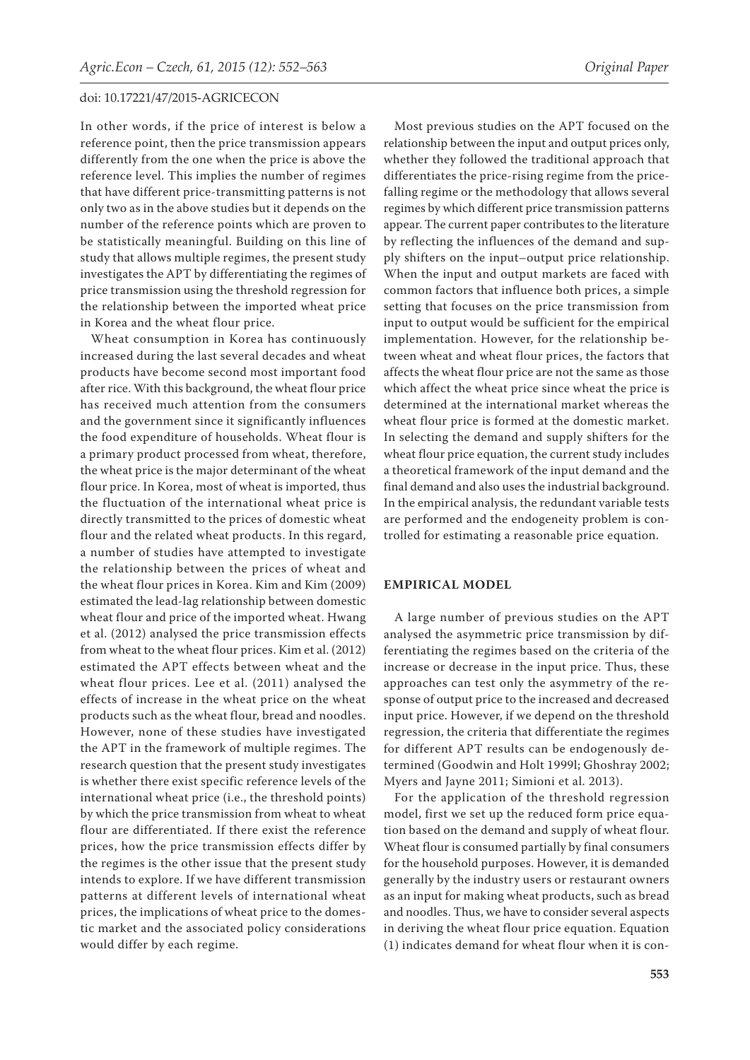In other words, if the price of interest is below a reference point, then the price transmission appears differently from the one when the price is above the reference level. This implies the number of regimes that have different price-transmitting patterns is not only two as in the above studies but it depends on the number of the reference points which are proven to be statistically meaningful. Building on this line of study that allows multiple regimes, the present study investigates the APT by differentiating the regimes of price transmission using the threshold regression for the relationship between the imported wheat price in Korea and the wheat flour price.

Wheat consumption in Korea has continuously increased during the last several decades and wheat products have become second most important food after rice. With this background, the wheat flour price has received much attention from the consumers and the government since it significantly influences the food expenditure of households. Wheat flour is a primary product processed from wheat, therefore, the wheat price is the major determinant of the wheat flour price. In Korea, most of wheat is imported, thus the fluctuation of the international wheat price is directly transmitted to the prices of domestic wheat flour and the related wheat products. In this regard, a number of studies have attempted to investigate the relationship between the prices of wheat and the wheat flour prices in Korea. Kim and Kim (2009) estimated the lead-lag relationship between domestic wheat flour and price of the imported wheat. Hwang et al. (2012) analysed the price transmission effects from wheat to the wheat flour prices. Kim et al. (2012) estimated the APT effects between wheat and the wheat flour prices. Lee et al. (2011) analysed the effects of increase in the wheat price on the wheat products such as the wheat flour, bread and noodles. However, none of these studies have investigated the APT in the framework of multiple regimes. The research question that the present study investigates is whether there exist specific reference levels of the international wheat price (i.e., the threshold points) by which the price transmission from wheat to wheat flour are differentiated. If there exist the reference prices, how the price transmission effects differ by the regimes is the other issue that the present study intends to explore. If we have different transmission patterns at different levels of international wheat prices, the implications of wheat price to the domestic market and the associated policy considerations would differ by each regime.

Most previous studies on the APT focused on the relationship between the input and output prices only, whether they followed the traditional approach that differentiates the price-rising regime from the price-falling regime or the methodology that allows several regimes by which different price transmission patterns appear. The current paper contributes to the literature by reflecting the influences of the demand and supply shifters on the input–output price relationship. When the input and output markets are faced with common factors that influence both prices, a simple setting that focuses on the price transmission from input to output would be sufficient for the empirical implementation. However, for the relationship between wheat and wheat flour prices, the factors that affects the wheat flour price are not the same as those which affect the wheat price since wheat the price is determined at the international market whereas the wheat flour price is formed at the domestic market. In selecting the demand and supply shifters for the wheat flour price equation, the current study includes a theoretical framework of the input demand and the final demand and also uses the industrial background. In the empirical analysis, the redundant variable tests are performed and the endogeneity problem is controlled for estimating a reasonable price equation.

## EMPIRICAL MODEL

A large number of previous studies on the APT analysed the asymmetric price transmission by differentiating the regimes based on the criteria of the increase or decrease in the input price. Thus, these approaches can test only the asymmetry of the response of output price to the increased and decreased input price. However, if we depend on the threshold regression, the criteria that differentiate the regimes for different APT results can be endogenously determined (Goodwin and Holt 1999l; Ghoshray 2002; Myers and Jayne 2011; Simioni et al. 2013).

For the application of the threshold regression model, first we set up the reduced form price equation based on the demand and supply of wheat flour. Wheat flour is consumed partially by final consumers for the household purposes. However, it is demanded generally by the industry users or restaurant owners as an input for making wheat products, such as bread and noodles. Thus, we have to consider several aspects in deriving the wheat flour price equation. Equation (1) indicates demand for wheat flour when it is con-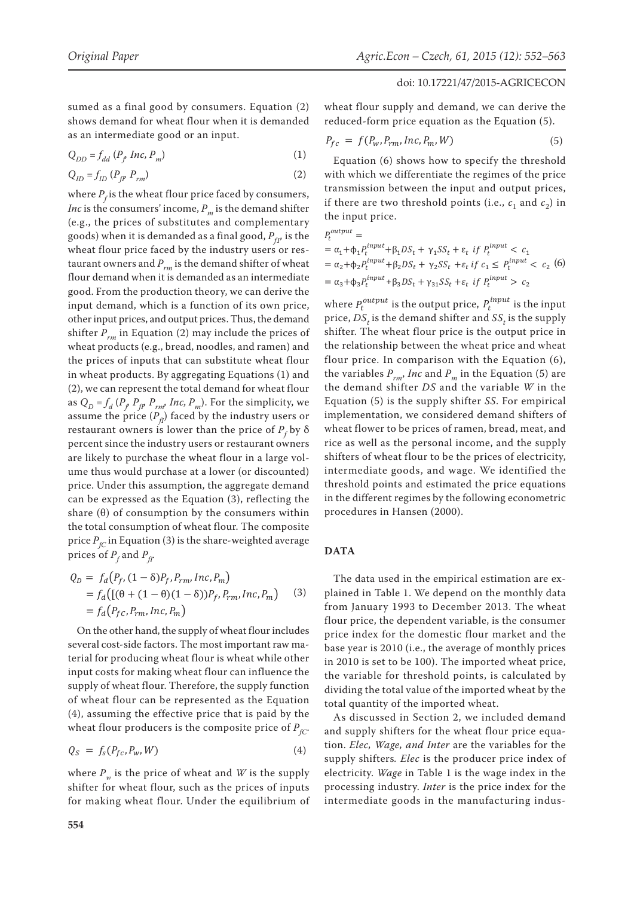sumed as a final good by consumers. Equation (2) shows demand for wheat flour when it is demanded as an intermediate good or an input.

$$Q_{DD} = f_{dd}\,(P_f,\ Inc,\ P_m) \tag{1}$$

$$Q_{ID} = f_{ID}\,(P_{fI},\ P_{rm}) \tag{2}$$

where $P_f$ is the wheat flour price faced by consumers, *Inc* is the consumers' income, $P_m$ is the demand shifter (e.g., the prices of substitutes and complementary goods) when it is demanded as a final good, $P_{fI}$, is the wheat flour price faced by the industry users or restaurant owners and $P_{rm}$ is the demand shifter of wheat flour demand when it is demanded as an intermediate good. From the production theory, we can derive the input demand, which is a function of its own price, other input prices, and output prices. Thus, the demand shifter $P_{rm}$ in Equation (2) may include the prices of wheat products (e.g., bread, noodles, and ramen) and the prices of inputs that can substitute wheat flour in wheat products. By aggregating Equations (1) and (2), we can represent the total demand for wheat flour as $Q_D = f_d\,(P_f,\ P_{fI},\ P_{rm},\ Inc,\ P_m)$. For the simplicity, we assume the price ($P_{fI}$) faced by the industry users or restaurant owners is lower than the price of $P_f$ by δ percent since the industry users or restaurant owners are likely to purchase the wheat flour in a large volume thus would purchase at a lower (or discounted) price. Under this assumption, the aggregate demand can be expressed as the Equation (3), reflecting the share (θ) of consumption by the consumers within the total consumption of wheat flour. The composite price $P_{fC}$ in Equation (3) is the share-weighted average prices of $P_f$ and $P_{fI}$.

$$\begin{aligned} Q_D &= f_d\big(P_f, (1-\delta)P_f, P_{rm}, Inc, P_m\big) \\ &= f_d\big([(\theta + (1-\theta)(1-\delta))P_f, P_{rm}, Inc, P_m\big) \\ &= f_d\big(P_{fC}, P_{rm}, Inc, P_m\big) \end{aligned} \tag{3}$$

On the other hand, the supply of wheat flour includes several cost-side factors. The most important raw material for producing wheat flour is wheat while other input costs for making wheat flour can influence the supply of wheat flour. Therefore, the supply function of wheat flour can be represented as the Equation (4), assuming the effective price that is paid by the wheat flour producers is the composite price of $P_{fC}$.

$$Q_S = f_s(P_{fc}, P_w, W) \tag{4}$$

where $P_w$ is the price of wheat and $W$ is the supply shifter for wheat flour, such as the prices of inputs for making wheat flour. Under the equilibrium of wheat flour supply and demand, we can derive the reduced-form price equation as the Equation (5).

$$P_{fc} = f(P_w, P_{rm}, Inc, P_m, W) \tag{5}$$

Equation (6) shows how to specify the threshold with which we differentiate the regimes of the price transmission between the input and output prices, if there are two threshold points (i.e., $c_1$ and $c_2$) in the input price.

$$\begin{aligned} P_t^{output} &= \\ &= \alpha_1 + \phi_1 P_t^{input} + \beta_1 DS_t + \gamma_1 SS_t + \varepsilon_t \ \ if\ P_t^{input} < c_1 \\ &= \alpha_2 + \phi_2 P_t^{input} + \beta_2 DS_t + \gamma_2 SS_t + \varepsilon_t \ if\ c_1 \leq P_t^{input} < c_2 \\ &= \alpha_3 + \phi_3 P_t^{input} + \beta_3 DS_t + \gamma_{31} SS_t + \varepsilon_t \ \ if\ P_t^{input} > c_2 \end{aligned} \tag{6}$$

where $P_t^{output}$ is the output price, $P_t^{input}$ is the input price, $DS_t$ is the demand shifter and $SS_t$ is the supply shifter. The wheat flour price is the output price in the relationship between the wheat price and wheat flour price. In comparison with the Equation (6), the variables $P_{rm}$, *Inc* and $P_m$ in the Equation (5) are the demand shifter *DS* and the variable *W* in the Equation (5) is the supply shifter *SS*. For empirical implementation, we considered demand shifters of wheat flower to be prices of ramen, bread, meat, and rice as well as the personal income, and the supply shifters of wheat flour to be the prices of electricity, intermediate goods, and wage. We identified the threshold points and estimated the price equations in the different regimes by the following econometric procedures in Hansen (2000).

## DATA

The data used in the empirical estimation are explained in Table 1. We depend on the monthly data from January 1993 to December 2013. The wheat flour price, the dependent variable, is the consumer price index for the domestic flour market and the base year is 2010 (i.e., the average of monthly prices in 2010 is set to be 100). The imported wheat price, the variable for threshold points, is calculated by dividing the total value of the imported wheat by the total quantity of the imported wheat.

As discussed in Section 2, we included demand and supply shifters for the wheat flour price equation. *Elec, Wage, and Inter* are the variables for the supply shifters. *Elec* is the producer price index of electricity. *Wage* in Table 1 is the wage index in the processing industry. *Inter* is the price index for the intermediate goods in the manufacturing indus-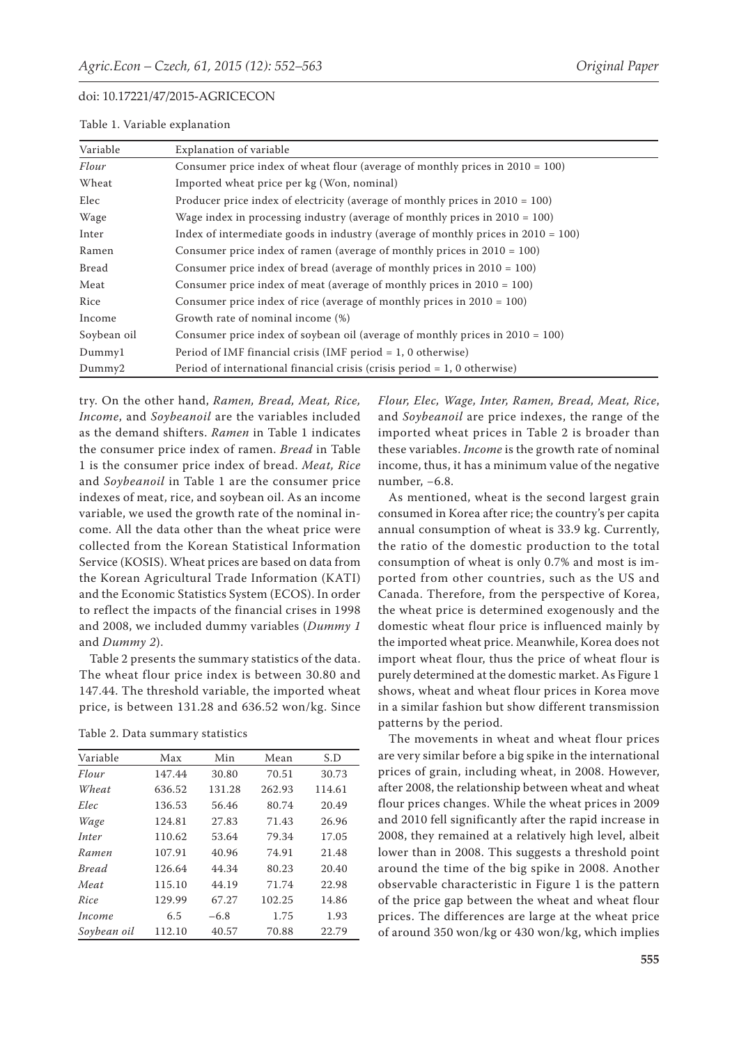Table 1. Variable explanation

| Variable | Explanation of variable |
|---|---|
| *Flour* | Consumer price index of wheat flour (average of monthly prices in 2010 = 100) |
| Wheat | Imported wheat price per kg (Won, nominal) |
| Elec | Producer price index of electricity (average of monthly prices in 2010 = 100) |
| Wage | Wage index in processing industry (average of monthly prices in 2010 = 100) |
| Inter | Index of intermediate goods in industry (average of monthly prices in 2010 = 100) |
| Ramen | Consumer price index of ramen (average of monthly prices in 2010 = 100) |
| Bread | Consumer price index of bread (average of monthly prices in 2010 = 100) |
| Meat | Consumer price index of meat (average of monthly prices in 2010 = 100) |
| Rice | Consumer price index of rice (average of monthly prices in 2010 = 100) |
| Income | Growth rate of nominal income (%) |
| Soybean oil | Consumer price index of soybean oil (average of monthly prices in 2010 = 100) |
| Dummy1 | Period of IMF financial crisis (IMF period = 1, 0 otherwise) |
| Dummy2 | Period of international financial crisis (crisis period = 1, 0 otherwise) |

try. On the other hand, *Ramen, Bread, Meat, Rice, Income*, and *Soybeanoil* are the variables included as the demand shifters. *Ramen* in Table 1 indicates the consumer price index of ramen. *Bread* in Table 1 is the consumer price index of bread. *Meat, Rice* and *Soybeanoil* in Table 1 are the consumer price indexes of meat, rice, and soybean oil. As an income variable, we used the growth rate of the nominal income. All the data other than the wheat price were collected from the Korean Statistical Information Service (KOSIS). Wheat prices are based on data from the Korean Agricultural Trade Information (KATI) and the Economic Statistics System (ECOS). In order to reflect the impacts of the financial crises in 1998 and 2008, we included dummy variables (*Dummy 1* and *Dummy 2*).

Table 2 presents the summary statistics of the data. The wheat flour price index is between 30.80 and 147.44. The threshold variable, the imported wheat price, is between 131.28 and 636.52 won/kg. Since *Flour, Elec, Wage, Inter, Ramen, Bread, Meat, Rice*, and *Soybeanoil* are price indexes, the range of the imported wheat prices in Table 2 is broader than these variables. *Income* is the growth rate of nominal income, thus, it has a minimum value of the negative number, −6.8.

Table 2. Data summary statistics

| Variable | Max | Min | Mean | S.D |
|---|---|---|---|---|
| *Flour* | 147.44 | 30.80 | 70.51 | 30.73 |
| *Wheat* | 636.52 | 131.28 | 262.93 | 114.61 |
| *Elec* | 136.53 | 56.46 | 80.74 | 20.49 |
| *Wage* | 124.81 | 27.83 | 71.43 | 26.96 |
| *Inter* | 110.62 | 53.64 | 79.34 | 17.05 |
| *Ramen* | 107.91 | 40.96 | 74.91 | 21.48 |
| *Bread* | 126.64 | 44.34 | 80.23 | 20.40 |
| *Meat* | 115.10 | 44.19 | 71.74 | 22.98 |
| *Rice* | 129.99 | 67.27 | 102.25 | 14.86 |
| *Income* | 6.5 | −6.8 | 1.75 | 1.93 |
| *Soybean oil* | 112.10 | 40.57 | 70.88 | 22.79 |

As mentioned, wheat is the second largest grain consumed in Korea after rice; the country's per capita annual consumption of wheat is 33.9 kg. Currently, the ratio of the domestic production to the total consumption of wheat is only 0.7% and most is imported from other countries, such as the US and Canada. Therefore, from the perspective of Korea, the wheat price is determined exogenously and the domestic wheat flour price is influenced mainly by the imported wheat price. Meanwhile, Korea does not import wheat flour, thus the price of wheat flour is purely determined at the domestic market. As Figure 1 shows, wheat and wheat flour prices in Korea move in a similar fashion but show different transmission patterns by the period.

The movements in wheat and wheat flour prices are very similar before a big spike in the international prices of grain, including wheat, in 2008. However, after 2008, the relationship between wheat and wheat flour prices changes. While the wheat prices in 2009 and 2010 fell significantly after the rapid increase in 2008, they remained at a relatively high level, albeit lower than in 2008. This suggests a threshold point around the time of the big spike in 2008. Another observable characteristic in Figure 1 is the pattern of the price gap between the wheat and wheat flour prices. The differences are large at the wheat price of around 350 won/kg or 430 won/kg, which implies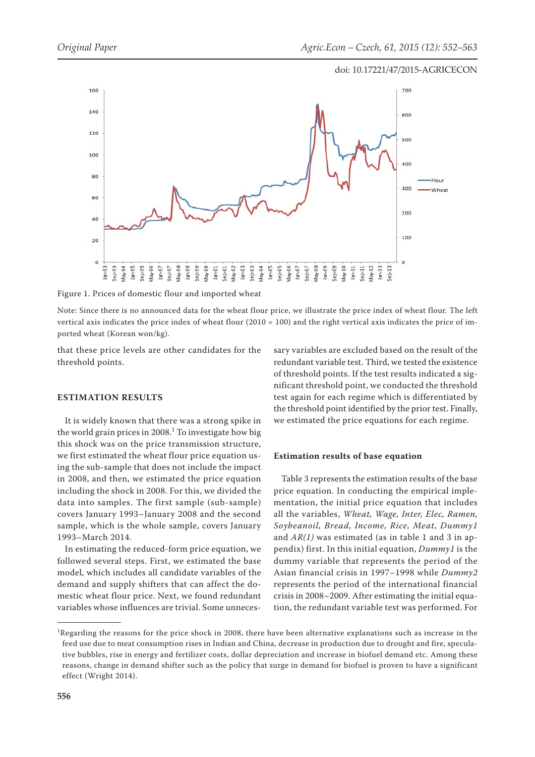Figure 1. Prices of domestic flour and imported wheat

Note: Since there is no announced data for the wheat flour price, we illustrate the price index of wheat flour. The left vertical axis indicates the price index of wheat flour (2010 = 100) and the right vertical axis indicates the price of imported wheat (Korean won/kg).

that these price levels are other candidates for the threshold points.

## ESTIMATION RESULTS

It is widely known that there was a strong spike in the world grain prices in 2008.[1] To investigate how big this shock was on the price transmission structure, we first estimated the wheat flour price equation using the sub-sample that does not include the impact in 2008, and then, we estimated the price equation including the shock in 2008. For this, we divided the data into samples. The first sample (sub-sample) covers January 1993–January 2008 and the second sample, which is the whole sample, covers January 1993–March 2014.

In estimating the reduced-form price equation, we followed several steps. First, we estimated the base model, which includes all candidate variables of the demand and supply shifters that can affect the domestic wheat flour price. Next, we found redundant variables whose influences are trivial. Some unnecessary variables are excluded based on the result of the redundant variable test. Third, we tested the existence of threshold points. If the test results indicated a significant threshold point, we conducted the threshold test again for each regime which is differentiated by the threshold point identified by the prior test. Finally, we estimated the price equations for each regime.

### Estimation results of base equation

Table 3 represents the estimation results of the base price equation. In conducting the empirical implementation, the initial price equation that includes all the variables, *Wheat, Wage, Inter, Elec, Ramen, Soybeanoil, Bread, Income, Rice, Meat, Dummy1* and *AR(1)* was estimated (as in table 1 and 3 in appendix) first. In this initial equation, *Dummy1* is the dummy variable that represents the period of the Asian financial crisis in 1997–1998 while *Dummy2* represents the period of the international financial crisis in 2008~2009. After estimating the initial equation, the redundant variable test was performed. For

[1]Regarding the reasons for the price shock in 2008, there have been alternative explanations such as increase in the feed use due to meat consumption rises in Indian and China, decrease in production due to drought and fire, speculative bubbles, rise in energy and fertilizer costs, dollar depreciation and increase in biofuel demand etc. Among these reasons, change in demand shifter such as the policy that surge in demand for biofuel is proven to have a significant effect (Wright 2014).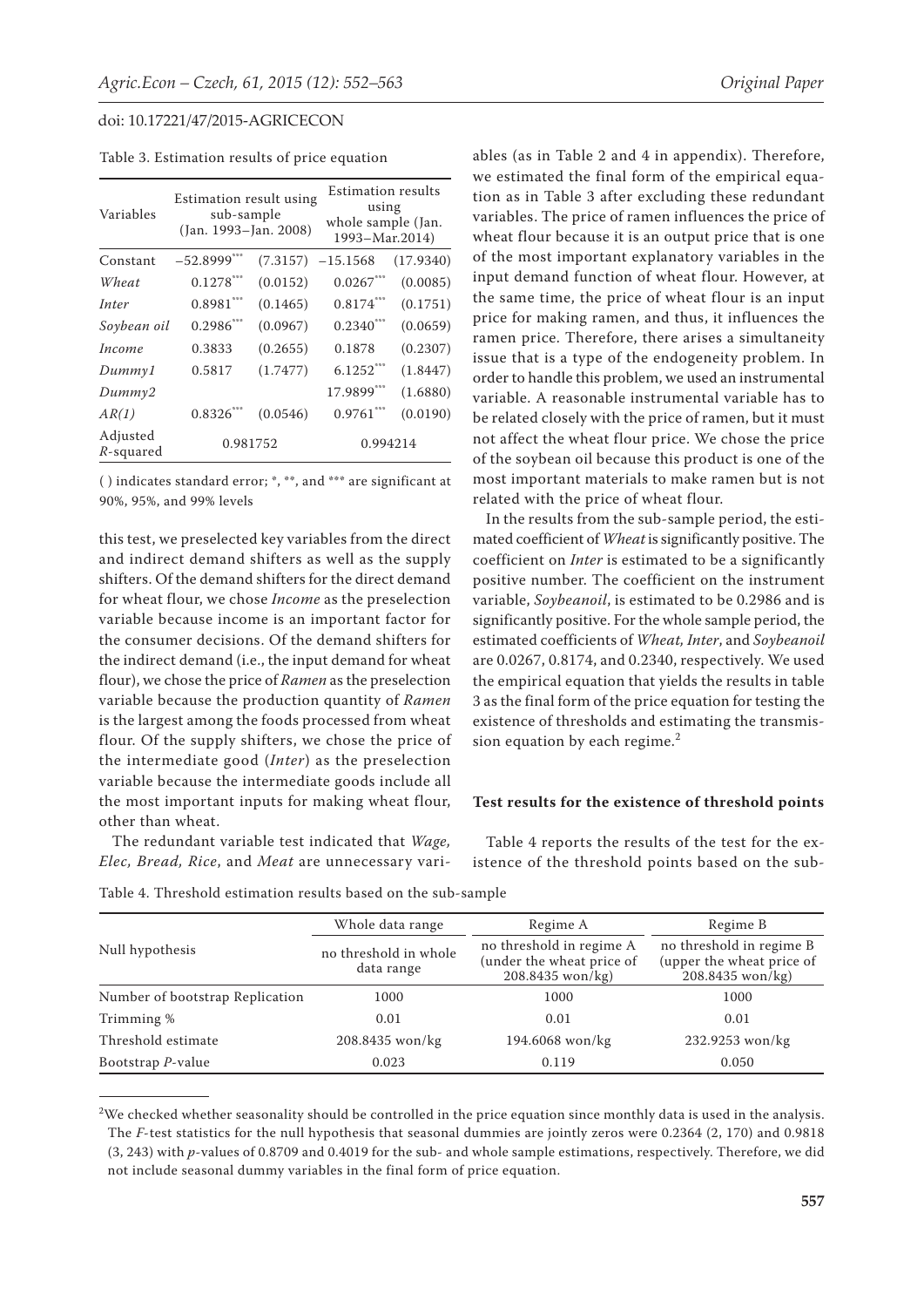Table 3. Estimation results of price equation

| Variables | Estimation result using sub-sample (Jan. 1993–Jan. 2008) | | Estimation results using whole sample (Jan. 1993–Mar.2014) | |
|---|---|---|---|---|
| Constant | $-52.8999^{***}$ | (7.3157) | $-15.1568$ | (17.9340) |
| *Wheat* | $0.1278^{***}$ | (0.0152) | $0.0267^{***}$ | (0.0085) |
| *Inter* | $0.8981^{***}$ | (0.1465) | $0.8174^{***}$ | (0.1751) |
| *Soybean oil* | $0.2986^{***}$ | (0.0967) | $0.2340^{***}$ | (0.0659) |
| *Income* | 0.3833 | (0.2655) | 0.1878 | (0.2307) |
| *Dummy1* | 0.5817 | (1.7477) | $6.1252^{***}$ | (1.8447) |
| *Dummy2* | | | $17.9899^{***}$ | (1.6880) |
| *AR(1)* | $0.8326^{***}$ | (0.0546) | $0.9761^{***}$ | (0.0190) |
| Adjusted $R$-squared | 0.981752 | | 0.994214 | |

( ) indicates standard error; *, **, and *** are significant at 90%, 95%, and 99% levels

this test, we preselected key variables from the direct and indirect demand shifters as well as the supply shifters. Of the demand shifters for the direct demand for wheat flour, we chose *Income* as the preselection variable because income is an important factor for the consumer decisions. Of the demand shifters for the indirect demand (i.e., the input demand for wheat flour), we chose the price of *Ramen* as the preselection variable because the production quantity of *Ramen* is the largest among the foods processed from wheat flour. Of the supply shifters, we chose the price of the intermediate good (*Inter*) as the preselection variable because the intermediate goods include all the most important inputs for making wheat flour, other than wheat.

The redundant variable test indicated that *Wage, Elec, Bread, Rice*, and *Meat* are unnecessary variables (as in Table 2 and 4 in appendix). Therefore, we estimated the final form of the empirical equation as in Table 3 after excluding these redundant variables. The price of ramen influences the price of wheat flour because it is an output price that is one of the most important explanatory variables in the input demand function of wheat flour. However, at the same time, the price of wheat flour is an input price for making ramen, and thus, it influences the ramen price. Therefore, there arises a simultaneity issue that is a type of the endogeneity problem. In order to handle this problem, we used an instrumental variable. A reasonable instrumental variable has to be related closely with the price of ramen, but it must not affect the wheat flour price. We chose the price of the soybean oil because this product is one of the most important materials to make ramen but is not related with the price of wheat flour.

In the results from the sub-sample period, the estimated coefficient of *Wheat* is significantly positive. The coefficient on *Inter* is estimated to be a significantly positive number. The coefficient on the instrument variable, *Soybeanoil*, is estimated to be 0.2986 and is significantly positive. For the whole sample period, the estimated coefficients of *Wheat, Inter*, and *Soybeanoil* are 0.0267, 0.8174, and 0.2340, respectively. We used the empirical equation that yields the results in table 3 as the final form of the price equation for testing the existence of thresholds and estimating the transmission equation by each regime.[2]

## Test results for the existence of threshold points

Table 4 reports the results of the test for the existence of the threshold points based on the sub-

Table 4. Threshold estimation results based on the sub-sample

| Null hypothesis | Whole data range | Regime A | Regime B |
|---|---|---|---|
| | no threshold in whole data range | no threshold in regime A (under the wheat price of 208.8435 won/kg) | no threshold in regime B (upper the wheat price of 208.8435 won/kg) |
| Number of bootstrap Replication | 1000 | 1000 | 1000 |
| Trimming % | 0.01 | 0.01 | 0.01 |
| Threshold estimate | 208.8435 won/kg | 194.6068 won/kg | 232.9253 won/kg |
| Bootstrap $P$-value | 0.023 | 0.119 | 0.050 |

[2]We checked whether seasonality should be controlled in the price equation since monthly data is used in the analysis. The $F$-test statistics for the null hypothesis that seasonal dummies are jointly zeros were 0.2364 (2, 170) and 0.9818 (3, 243) with $p$-values of 0.8709 and 0.4019 for the sub- and whole sample estimations, respectively. Therefore, we did not include seasonal dummy variables in the final form of price equation.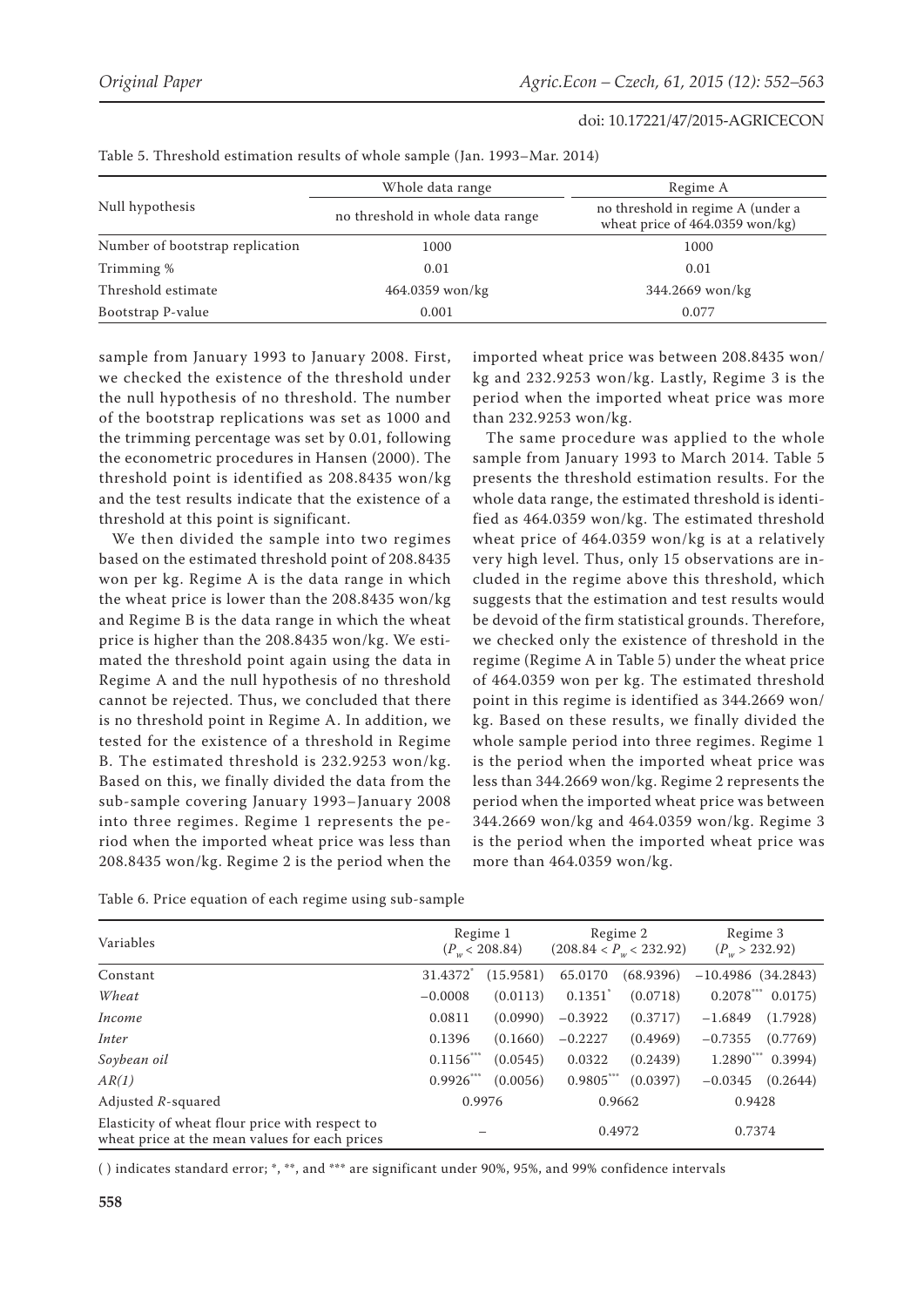Table 5. Threshold estimation results of whole sample (Jan. 1993–Mar. 2014)

| Null hypothesis | Whole data range | Regime A |
|---|---|---|
| | no threshold in whole data range | no threshold in regime A (under a wheat price of 464.0359 won/kg) |
| Number of bootstrap replication | 1000 | 1000 |
| Trimming % | 0.01 | 0.01 |
| Threshold estimate | 464.0359 won/kg | 344.2669 won/kg |
| Bootstrap P-value | 0.001 | 0.077 |

sample from January 1993 to January 2008. First, we checked the existence of the threshold under the null hypothesis of no threshold. The number of the bootstrap replications was set as 1000 and the trimming percentage was set by 0.01, following the econometric procedures in Hansen (2000). The threshold point is identified as 208.8435 won/kg and the test results indicate that the existence of a threshold at this point is significant.

We then divided the sample into two regimes based on the estimated threshold point of 208.8435 won per kg. Regime A is the data range in which the wheat price is lower than the 208.8435 won/kg and Regime B is the data range in which the wheat price is higher than the 208.8435 won/kg. We estimated the threshold point again using the data in Regime A and the null hypothesis of no threshold cannot be rejected. Thus, we concluded that there is no threshold point in Regime A. In addition, we tested for the existence of a threshold in Regime B. The estimated threshold is 232.9253 won/kg. Based on this, we finally divided the data from the sub-sample covering January 1993–January 2008 into three regimes. Regime 1 represents the period when the imported wheat price was less than 208.8435 won/kg. Regime 2 is the period when the imported wheat price was between 208.8435 won/kg and 232.9253 won/kg. Lastly, Regime 3 is the period when the imported wheat price was more than 232.9253 won/kg.

The same procedure was applied to the whole sample from January 1993 to March 2014. Table 5 presents the threshold estimation results. For the whole data range, the estimated threshold is identified as 464.0359 won/kg. The estimated threshold wheat price of 464.0359 won/kg is at a relatively very high level. Thus, only 15 observations are included in the regime above this threshold, which suggests that the estimation and test results would be devoid of the firm statistical grounds. Therefore, we checked only the existence of threshold in the regime (Regime A in Table 5) under the wheat price of 464.0359 won per kg. The estimated threshold point in this regime is identified as 344.2669 won/kg. Based on these results, we finally divided the whole sample period into three regimes. Regime 1 is the period when the imported wheat price was less than 344.2669 won/kg. Regime 2 represents the period when the imported wheat price was between 344.2669 won/kg and 464.0359 won/kg. Regime 3 is the period when the imported wheat price was more than 464.0359 won/kg.

Table 6. Price equation of each regime using sub-sample

| Variables | Regime 1 ($P_w < 208.84$) | | Regime 2 ($208.84 < P_w < 232.92$) | | Regime 3 ($P_w > 232.92$) | |
|---|---|---|---|---|---|---|
| Constant | 31.4372* | (15.9581) | 65.0170 | (68.9396) | −10.4986 | (34.2843) |
| *Wheat* | −0.0008 | (0.0113) | 0.1351* | (0.0718) | 0.2078*** | 0.0175) |
| *Income* | 0.0811 | (0.0990) | −0.3922 | (0.3717) | −1.6849 | (1.7928) |
| *Inter* | 0.1396 | (0.1660) | −0.2227 | (0.4969) | −0.7355 | (0.7769) |
| *Soybean oil* | 0.1156*** | (0.0545) | 0.0322 | (0.2439) | 1.2890*** | 0.3994) |
| *AR(1)* | 0.9926*** | (0.0056) | 0.9805*** | (0.0397) | −0.0345 | (0.2644) |
| Adjusted $R$-squared | 0.9976 | | 0.9662 | | 0.9428 | |
| Elasticity of wheat flour price with respect to wheat price at the mean values for each prices | – | | 0.4972 | | 0.7374 | |

( ) indicates standard error; *, **, and *** are significant under 90%, 95%, and 99% confidence intervals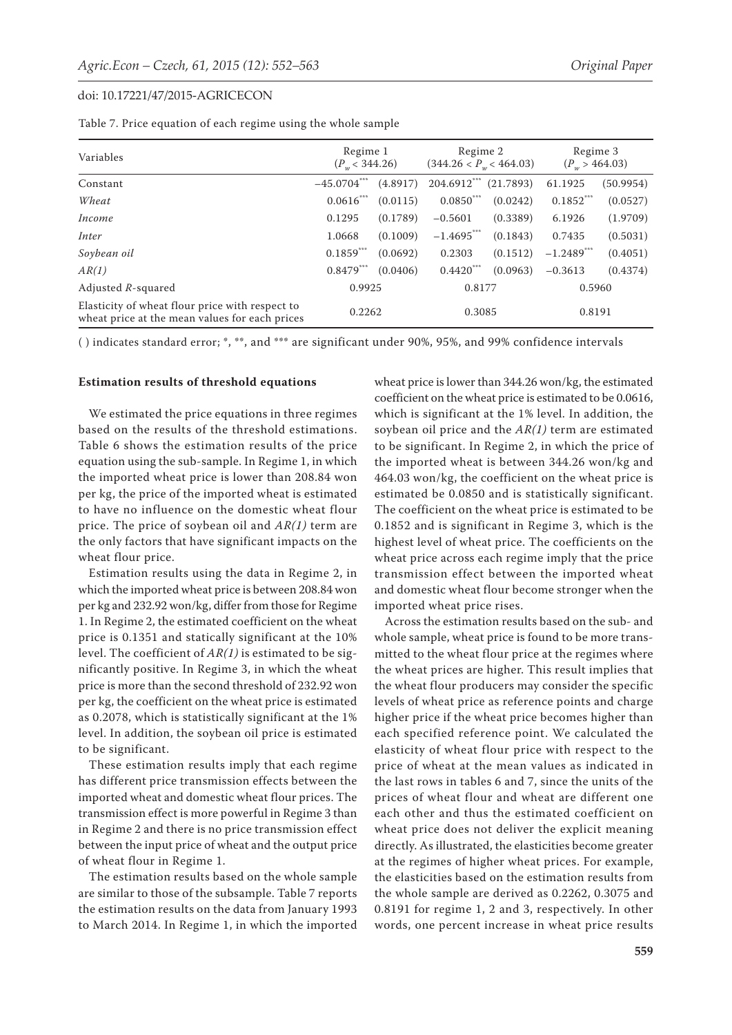Table 7. Price equation of each regime using the whole sample

| Variables | Regime 1 ($P_w < 344.26$) | | Regime 2 ($344.26 < P_w < 464.03$) | | Regime 3 ($P_w > 464.03$) | |
|---|---|---|---|---|---|---|
| Constant | −45.0704*** | (4.8917) | 204.6912*** | (21.7893) | 61.1925 | (50.9954) |
| *Wheat* | 0.0616*** | (0.0115) | 0.0850*** | (0.0242) | 0.1852*** | (0.0527) |
| *Income* | 0.1295 | (0.1789) | −0.5601 | (0.3389) | 6.1926 | (1.9709) |
| *Inter* | 1.0668 | (0.1009) | −1.4695*** | (0.1843) | 0.7435 | (0.5031) |
| *Soybean oil* | 0.1859*** | (0.0692) | 0.2303 | (0.1512) | −1.2489*** | (0.4051) |
| *AR(1)* | 0.8479*** | (0.0406) | 0.4420*** | (0.0963) | −0.3613 | (0.4374) |
| Adjusted *R*-squared | 0.9925 | | 0.8177 | | 0.5960 | |
| Elasticity of wheat flour price with respect to wheat price at the mean values for each prices | 0.2262 | | 0.3085 | | 0.8191 | |

( ) indicates standard error; *, **, and *** are significant under 90%, 95%, and 99% confidence intervals

**Estimation results of threshold equations**

We estimated the price equations in three regimes based on the results of the threshold estimations. Table 6 shows the estimation results of the price equation using the sub-sample. In Regime 1, in which the imported wheat price is lower than 208.84 won per kg, the price of the imported wheat is estimated to have no influence on the domestic wheat flour price. The price of soybean oil and *AR(1)* term are the only factors that have significant impacts on the wheat flour price.

Estimation results using the data in Regime 2, in which the imported wheat price is between 208.84 won per kg and 232.92 won/kg, differ from those for Regime 1. In Regime 2, the estimated coefficient on the wheat price is 0.1351 and statically significant at the 10% level. The coefficient of *AR(1)* is estimated to be significantly positive. In Regime 3, in which the wheat price is more than the second threshold of 232.92 won per kg, the coefficient on the wheat price is estimated as 0.2078, which is statistically significant at the 1% level. In addition, the soybean oil price is estimated to be significant.

These estimation results imply that each regime has different price transmission effects between the imported wheat and domestic wheat flour prices. The transmission effect is more powerful in Regime 3 than in Regime 2 and there is no price transmission effect between the input price of wheat and the output price of wheat flour in Regime 1.

The estimation results based on the whole sample are similar to those of the subsample. Table 7 reports the estimation results on the data from January 1993 to March 2014. In Regime 1, in which the imported wheat price is lower than 344.26 won/kg, the estimated coefficient on the wheat price is estimated to be 0.0616, which is significant at the 1% level. In addition, the soybean oil price and the *AR(1)* term are estimated to be significant. In Regime 2, in which the price of the imported wheat is between 344.26 won/kg and 464.03 won/kg, the coefficient on the wheat price is estimated be 0.0850 and is statistically significant. The coefficient on the wheat price is estimated to be 0.1852 and is significant in Regime 3, which is the highest level of wheat price. The coefficients on the wheat price across each regime imply that the price transmission effect between the imported wheat and domestic wheat flour become stronger when the imported wheat price rises.

Across the estimation results based on the sub- and whole sample, wheat price is found to be more transmitted to the wheat flour price at the regimes where the wheat prices are higher. This result implies that the wheat flour producers may consider the specific levels of wheat price as reference points and charge higher price if the wheat price becomes higher than each specified reference point. We calculated the elasticity of wheat flour price with respect to the price of wheat at the mean values as indicated in the last rows in tables 6 and 7, since the units of the prices of wheat flour and wheat are different one each other and thus the estimated coefficient on wheat price does not deliver the explicit meaning directly. As illustrated, the elasticities become greater at the regimes of higher wheat prices. For example, the elasticities based on the estimation results from the whole sample are derived as 0.2262, 0.3075 and 0.8191 for regime 1, 2 and 3, respectively. In other words, one percent increase in wheat price results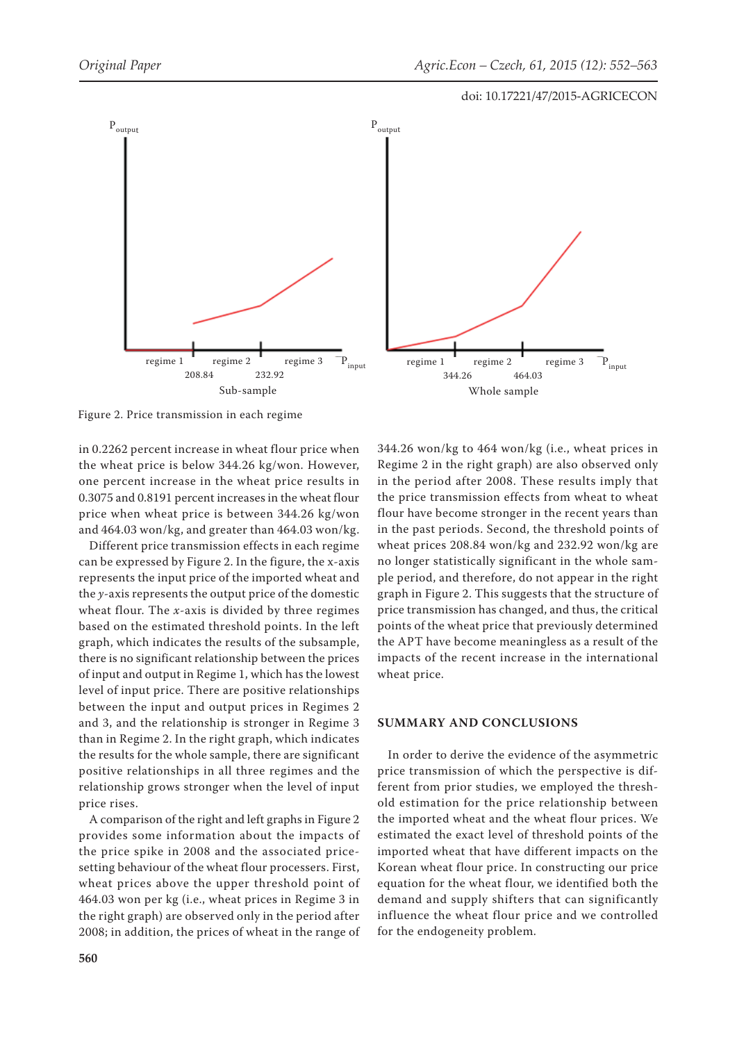Figure 2. Price transmission in each regime

in 0.2262 percent increase in wheat flour price when the wheat price is below 344.26 kg/won. However, one percent increase in the wheat price results in 0.3075 and 0.8191 percent increases in the wheat flour price when wheat price is between 344.26 kg/won and 464.03 won/kg, and greater than 464.03 won/kg.

Different price transmission effects in each regime can be expressed by Figure 2. In the figure, the x-axis represents the input price of the imported wheat and the *y*-axis represents the output price of the domestic wheat flour. The *x*-axis is divided by three regimes based on the estimated threshold points. In the left graph, which indicates the results of the subsample, there is no significant relationship between the prices of input and output in Regime 1, which has the lowest level of input price. There are positive relationships between the input and output prices in Regimes 2 and 3, and the relationship is stronger in Regime 3 than in Regime 2. In the right graph, which indicates the results for the whole sample, there are significant positive relationships in all three regimes and the relationship grows stronger when the level of input price rises.

A comparison of the right and left graphs in Figure 2 provides some information about the impacts of the price spike in 2008 and the associated price-setting behaviour of the wheat flour processers. First, wheat prices above the upper threshold point of 464.03 won per kg (i.e., wheat prices in Regime 3 in the right graph) are observed only in the period after 2008; in addition, the prices of wheat in the range of 344.26 won/kg to 464 won/kg (i.e., wheat prices in Regime 2 in the right graph) are also observed only in the period after 2008. These results imply that the price transmission effects from wheat to wheat flour have become stronger in the recent years than in the past periods. Second, the threshold points of wheat prices 208.84 won/kg and 232.92 won/kg are no longer statistically significant in the whole sample period, and therefore, do not appear in the right graph in Figure 2. This suggests that the structure of price transmission has changed, and thus, the critical points of the wheat price that previously determined the APT have become meaningless as a result of the impacts of the recent increase in the international wheat price.

## SUMMARY AND CONCLUSIONS

In order to derive the evidence of the asymmetric price transmission of which the perspective is different from prior studies, we employed the threshold estimation for the price relationship between the imported wheat and the wheat flour prices. We estimated the exact level of threshold points of the imported wheat that have different impacts on the Korean wheat flour price. In constructing our price equation for the wheat flour, we identified both the demand and supply shifters that can significantly influence the wheat flour price and we controlled for the endogeneity problem.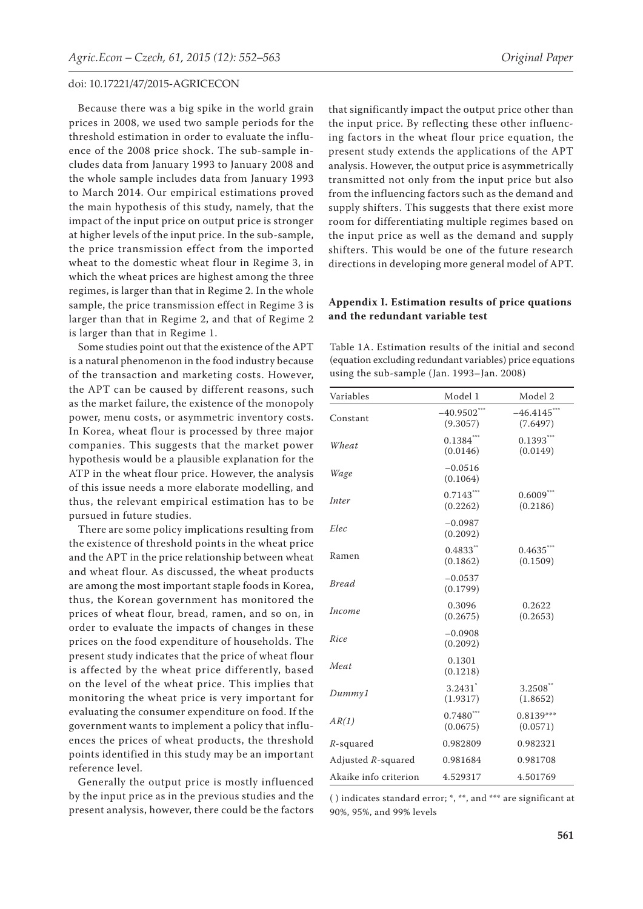Because there was a big spike in the world grain prices in 2008, we used two sample periods for the threshold estimation in order to evaluate the influence of the 2008 price shock. The sub-sample includes data from January 1993 to January 2008 and the whole sample includes data from January 1993 to March 2014. Our empirical estimations proved the main hypothesis of this study, namely, that the impact of the input price on output price is stronger at higher levels of the input price. In the sub-sample, the price transmission effect from the imported wheat to the domestic wheat flour in Regime 3, in which the wheat prices are highest among the three regimes, is larger than that in Regime 2. In the whole sample, the price transmission effect in Regime 3 is larger than that in Regime 2, and that of Regime 2 is larger than that in Regime 1.

Some studies point out that the existence of the APT is a natural phenomenon in the food industry because of the transaction and marketing costs. However, the APT can be caused by different reasons, such as the market failure, the existence of the monopoly power, menu costs, or asymmetric inventory costs. In Korea, wheat flour is processed by three major companies. This suggests that the market power hypothesis would be a plausible explanation for the ATP in the wheat flour price. However, the analysis of this issue needs a more elaborate modelling, and thus, the relevant empirical estimation has to be pursued in future studies.

There are some policy implications resulting from the existence of threshold points in the wheat price and the APT in the price relationship between wheat and wheat flour. As discussed, the wheat products are among the most important staple foods in Korea, thus, the Korean government has monitored the prices of wheat flour, bread, ramen, and so on, in order to evaluate the impacts of changes in these prices on the food expenditure of households. The present study indicates that the price of wheat flour is affected by the wheat price differently, based on the level of the wheat price. This implies that monitoring the wheat price is very important for evaluating the consumer expenditure on food. If the government wants to implement a policy that influences the prices of wheat products, the threshold points identified in this study may be an important reference level.

Generally the output price is mostly influenced by the input price as in the previous studies and the present analysis, however, there could be the factors that significantly impact the output price other than the input price. By reflecting these other influencing factors in the wheat flour price equation, the present study extends the applications of the APT analysis. However, the output price is asymmetrically transmitted not only from the input price but also from the influencing factors such as the demand and supply shifters. This suggests that there exist more room for differentiating multiple regimes based on the input price as well as the demand and supply shifters. This would be one of the future research directions in developing more general model of APT.

## Appendix I. Estimation results of price quations and the redundant variable test

Table 1A. Estimation results of the initial and second (equation excluding redundant variables) price equations using the sub-sample (Jan. 1993–Jan. 2008)

| Variables | Model 1 | Model 2 |
|---|---|---|
| Constant | −40.9502*** (9.3057) | −46.4145*** (7.6497) |
| *Wheat* | 0.1384*** (0.0146) | 0.1393*** (0.0149) |
| *Wage* | −0.0516 (0.1064) | |
| *Inter* | 0.7143*** (0.2262) | 0.6009*** (0.2186) |
| *Elec* | −0.0987 (0.2092) | |
| Ramen | 0.4833** (0.1862) | 0.4635*** (0.1509) |
| *Bread* | −0.0537 (0.1799) | |
| *Income* | 0.3096 (0.2675) | 0.2622 (0.2653) |
| *Rice* | −0.0908 (0.2092) | |
| *Meat* | 0.1301 (0.1218) | |
| *Dummy1* | 3.2431* (1.9317) | 3.2508** (1.8652) |
| *AR(1)* | 0.7480*** (0.0675) | 0.8139*** (0.0571) |
| *R*-squared | 0.982809 | 0.982321 |
| Adjusted *R*-squared | 0.981684 | 0.981708 |
| Akaike info criterion | 4.529317 | 4.501769 |

( ) indicates standard error; *, **, and *** are significant at 90%, 95%, and 99% levels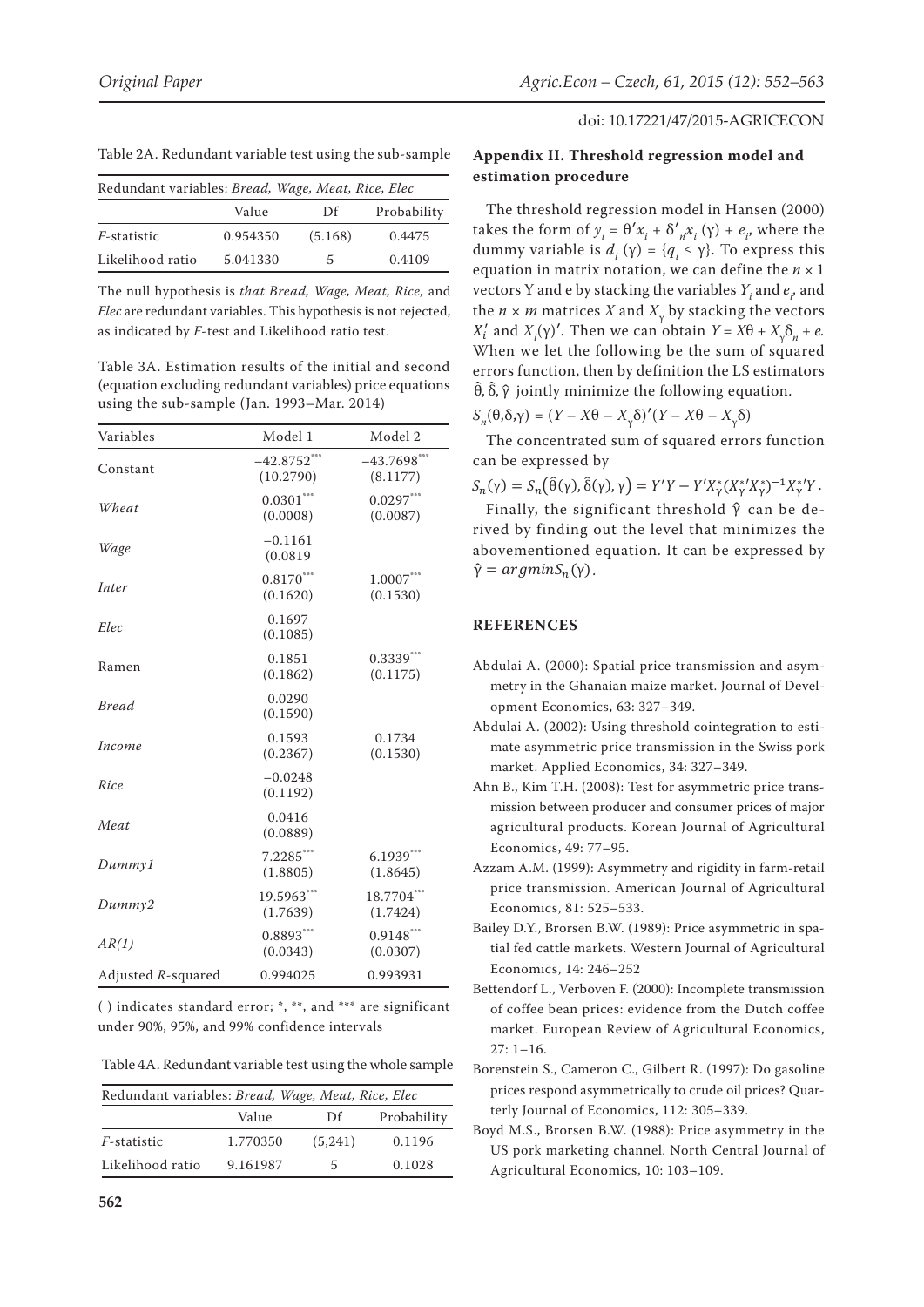Table 2A. Redundant variable test using the sub-sample

| Redundant variables: *Bread, Wage, Meat, Rice, Elec* | | | |
|---|---|---|---|
| | Value | Df | Probability |
| *F*-statistic | 0.954350 | (5.168) | 0.4475 |
| Likelihood ratio | 5.041330 | 5 | 0.4109 |

The null hypothesis is *that Bread, Wage, Meat, Rice,* and *Elec* are redundant variables. This hypothesis is not rejected, as indicated by *F*-test and Likelihood ratio test.

Table 3A. Estimation results of the initial and second (equation excluding redundant variables) price equations using the sub-sample (Jan. 1993–Mar. 2014)

| Variables | Model 1 | Model 2 |
|---|---|---|
| Constant | $-42.8752^{***}$ (10.2790) | $-43.7698^{***}$ (8.1177) |
| *Wheat* | $0.0301^{***}$ (0.0008) | $0.0297^{***}$ (0.0087) |
| *Wage* | −0.1161 (0.0819 | |
| *Inter* | $0.8170^{***}$ (0.1620) | $1.0007^{***}$ (0.1530) |
| *Elec* | 0.1697 (0.1085) | |
| Ramen | 0.1851 (0.1862) | $0.3339^{***}$ (0.1175) |
| *Bread* | 0.0290 (0.1590) | |
| *Income* | 0.1593 (0.2367) | 0.1734 (0.1530) |
| *Rice* | −0.0248 (0.1192) | |
| *Meat* | 0.0416 (0.0889) | |
| *Dummy1* | $7.2285^{***}$ (1.8805) | $6.1939^{***}$ (1.8645) |
| *Dummy2* | $19.5963^{***}$ (1.7639) | $18.7704^{***}$ (1.7424) |
| *AR(1)* | $0.8893^{***}$ (0.0343) | $0.9148^{***}$ (0.0307) |
| Adjusted *R*-squared | 0.994025 | 0.993931 |

( ) indicates standard error; *, **, and *** are significant under 90%, 95%, and 99% confidence intervals

Table 4A. Redundant variable test using the whole sample

| Redundant variables: *Bread, Wage, Meat, Rice, Elec* | | | |
|---|---|---|---|
| | Value | Df | Probability |
| *F*-statistic | 1.770350 | (5,241) | 0.1196 |
| Likelihood ratio | 9.161987 | 5 | 0.1028 |

## Appendix II. Threshold regression model and estimation procedure

The threshold regression model in Hansen (2000) takes the form of $y_i = \theta' x_i + \delta'_n x_i(\gamma) + e_i$, where the dummy variable is $d_i(\gamma) = \{q_i \leq \gamma\}$. To express this equation in matrix notation, we can define the $n \times 1$ vectors Y and e by stacking the variables $Y_i$ and $e_i$, and the $n \times m$ matrices $X$ and $X_\gamma$ by stacking the vectors $X_i'$ and $X_i(\gamma)'$. Then we can obtain $Y = X\theta + X_\gamma \delta_n + e$. When we let the following be the sum of squared errors function, then by definition the LS estimators $\hat{\theta}, \hat{\delta}, \hat{\gamma}$ jointly minimize the following equation.

$$S_n(\theta,\delta,\gamma) = (Y - X\theta - X_\gamma\delta)'(Y - X\theta - X_\gamma\delta)$$

The concentrated sum of squared errors function can be expressed by

$$S_n(\gamma) = S_n(\hat{\theta}(\gamma), \hat{\delta}(\gamma), \gamma) = Y'Y - Y'X_\gamma^*(X_\gamma^{*\prime}X_\gamma^*)^{-1}X_\gamma^{*\prime}Y.$$

Finally, the significant threshold $\hat{\gamma}$ can be derived by finding out the level that minimizes the abovementioned equation. It can be expressed by $\hat{\gamma} = argmin S_n(\gamma)$.

## REFERENCES

Abdulai A. (2000): Spatial price transmission and asymmetry in the Ghanaian maize market. Journal of Development Economics, 63: 327–349.

Abdulai A. (2002): Using threshold cointegration to estimate asymmetric price transmission in the Swiss pork market. Applied Economics, 34: 327–349.

Ahn B., Kim T.H. (2008): Test for asymmetric price transmission between producer and consumer prices of major agricultural products. Korean Journal of Agricultural Economics, 49: 77–95.

Azzam A.M. (1999): Asymmetry and rigidity in farm-retail price transmission. American Journal of Agricultural Economics, 81: 525–533.

Bailey D.Y., Brorsen B.W. (1989): Price asymmetric in spatial fed cattle markets. Western Journal of Agricultural Economics, 14: 246–252

Bettendorf L., Verboven F. (2000): Incomplete transmission of coffee bean prices: evidence from the Dutch coffee market. European Review of Agricultural Economics, 27: 1–16.

Borenstein S., Cameron C., Gilbert R. (1997): Do gasoline prices respond asymmetrically to crude oil prices? Quarterly Journal of Economics, 112: 305–339.

Boyd M.S., Brorsen B.W. (1988): Price asymmetry in the US pork marketing channel. North Central Journal of Agricultural Economics, 10: 103–109.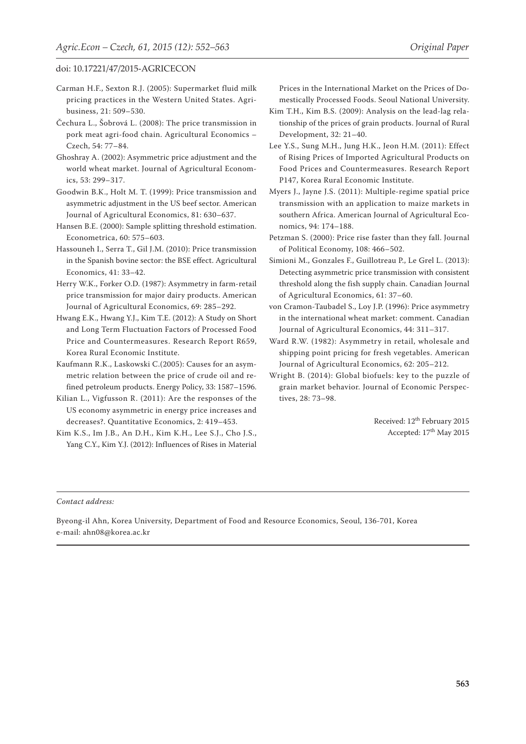Carman H.F., Sexton R.J. (2005): Supermarket fluid milk pricing practices in the Western United States. Agribusiness, 21: 509–530.

Čechura L., Šobrová L. (2008): The price transmission in pork meat agri-food chain. Agricultural Economics – Czech, 54: 77–84.

Ghoshray A. (2002): Asymmetric price adjustment and the world wheat market. Journal of Agricultural Economics, 53: 299–317.

Goodwin B.K., Holt M. T. (1999): Price transmission and asymmetric adjustment in the US beef sector. American Journal of Agricultural Economics, 81: 630–637.

Hansen B.E. (2000): Sample splitting threshold estimation. Econometrica, 60: 575–603.

Hassouneh I., Serra T., Gil J.M. (2010): Price transmission in the Spanish bovine sector: the BSE effect. Agricultural Economics, 41: 33–42.

Herry W.K., Forker O.D. (1987): Asymmetry in farm-retail price transmission for major dairy products. American Journal of Agricultural Economics, 69: 285–292.

Hwang E.K., Hwang Y.J., Kim T.E. (2012): A Study on Short and Long Term Fluctuation Factors of Processed Food Price and Countermeasures. Research Report R659, Korea Rural Economic Institute.

Kaufmann R.K., Laskowski C.(2005): Causes for an asymmetric relation between the price of crude oil and refined petroleum products. Energy Policy, 33: 1587–1596.

Kilian L., Vigfusson R. (2011): Are the responses of the US economy asymmetric in energy price increases and decreases?. Quantitative Economics, 2: 419–453.

Kim K.S., Im J.B., An D.H., Kim K.H., Lee S.J., Cho J.S., Yang C.Y., Kim Y.J. (2012): Influences of Rises in Material Prices in the International Market on the Prices of Domestically Processed Foods. Seoul National University.

Kim T.H., Kim B.S. (2009): Analysis on the lead-lag relationship of the prices of grain products. Journal of Rural Development, 32: 21–40.

Lee Y.S., Sung M.H., Jung H.K., Jeon H.M. (2011): Effect of Rising Prices of Imported Agricultural Products on Food Prices and Countermeasures. Research Report P147, Korea Rural Economic Institute.

Myers J., Jayne J.S. (2011): Multiple-regime spatial price transmission with an application to maize markets in southern Africa. American Journal of Agricultural Economics, 94: 174–188.

Petzman S. (2000): Price rise faster than they fall. Journal of Political Economy, 108: 466–502.

Simioni M., Gonzales F., Guillotreau P., Le Grel L. (2013): Detecting asymmetric price transmission with consistent threshold along the fish supply chain. Canadian Journal of Agricultural Economics, 61: 37–60.

von Cramon-Taubadel S., Loy J.P. (1996): Price asymmetry in the international wheat market: comment. Canadian Journal of Agricultural Economics, 44: 311–317.

Ward R.W. (1982): Asymmetry in retail, wholesale and shipping point pricing for fresh vegetables. American Journal of Agricultural Economics, 62: 205–212.

Wright B. (2014): Global biofuels: key to the puzzle of grain market behavior. Journal of Economic Perspectives, 28: 73–98.

Received: 12th February 2015
Accepted: 17th May 2015

*Contact address:*

Byeong-il Ahn, Korea University, Department of Food and Resource Economics, Seoul, 136-701, Korea
e-mail: ahn08@korea.ac.kr